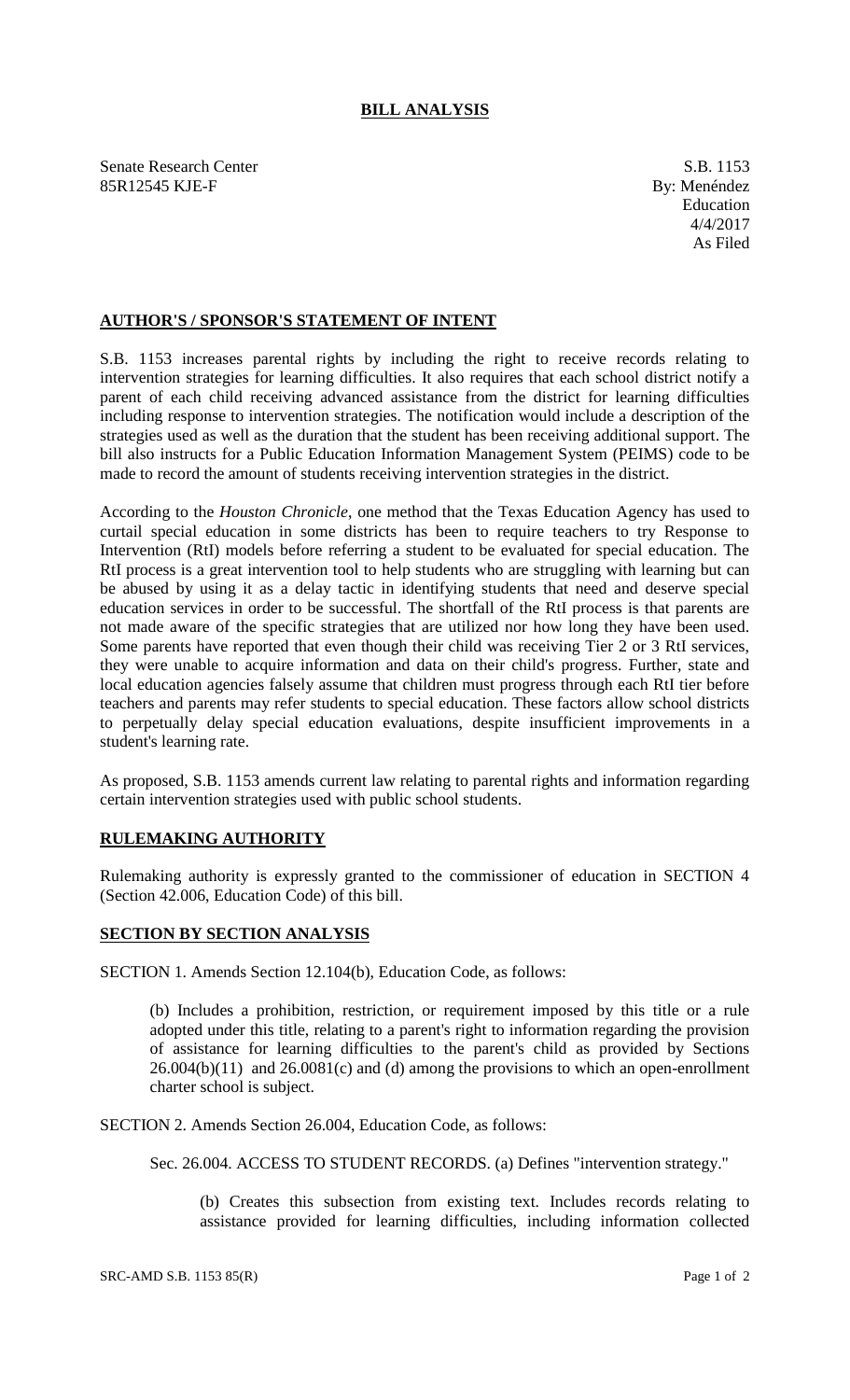# BILL ANALYSIS

Senate Research Center
85R12545 KJE-F

S.B. 1153
By: Menéndez
Education
4/4/2017
As Filed

## AUTHOR'S / SPONSOR'S STATEMENT OF INTENT

S.B. 1153 increases parental rights by including the right to receive records relating to intervention strategies for learning difficulties. It also requires that each school district notify a parent of each child receiving advanced assistance from the district for learning difficulties including response to intervention strategies. The notification would include a description of the strategies used as well as the duration that the student has been receiving additional support. The bill also instructs for a Public Education Information Management System (PEIMS) code to be made to record the amount of students receiving intervention strategies in the district.

According to the *Houston Chronicle*, one method that the Texas Education Agency has used to curtail special education in some districts has been to require teachers to try Response to Intervention (RtI) models before referring a student to be evaluated for special education. The RtI process is a great intervention tool to help students who are struggling with learning but can be abused by using it as a delay tactic in identifying students that need and deserve special education services in order to be successful. The shortfall of the RtI process is that parents are not made aware of the specific strategies that are utilized nor how long they have been used. Some parents have reported that even though their child was receiving Tier 2 or 3 RtI services, they were unable to acquire information and data on their child's progress. Further, state and local education agencies falsely assume that children must progress through each RtI tier before teachers and parents may refer students to special education. These factors allow school districts to perpetually delay special education evaluations, despite insufficient improvements in a student's learning rate.

As proposed, S.B. 1153 amends current law relating to parental rights and information regarding certain intervention strategies used with public school students.

## RULEMAKING AUTHORITY

Rulemaking authority is expressly granted to the commissioner of education in SECTION 4 (Section 42.006, Education Code) of this bill.

## SECTION BY SECTION ANALYSIS

SECTION 1. Amends Section 12.104(b), Education Code, as follows:

(b) Includes a prohibition, restriction, or requirement imposed by this title or a rule adopted under this title, relating to a parent's right to information regarding the provision of assistance for learning difficulties to the parent's child as provided by Sections 26.004(b)(11) and 26.0081(c) and (d) among the provisions to which an open-enrollment charter school is subject.

SECTION 2. Amends Section 26.004, Education Code, as follows:

Sec. 26.004. ACCESS TO STUDENT RECORDS. (a) Defines "intervention strategy."

(b) Creates this subsection from existing text. Includes records relating to assistance provided for learning difficulties, including information collected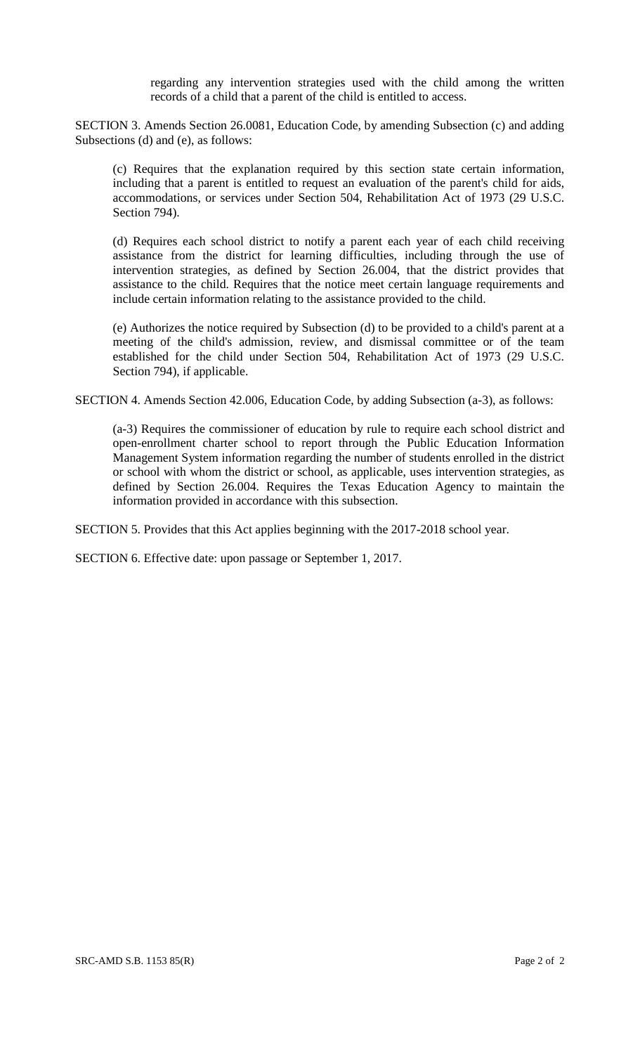regarding any intervention strategies used with the child among the written records of a child that a parent of the child is entitled to access.

SECTION 3. Amends Section 26.0081, Education Code, by amending Subsection (c) and adding Subsections (d) and (e), as follows:

(c) Requires that the explanation required by this section state certain information, including that a parent is entitled to request an evaluation of the parent's child for aids, accommodations, or services under Section 504, Rehabilitation Act of 1973 (29 U.S.C. Section 794).

(d) Requires each school district to notify a parent each year of each child receiving assistance from the district for learning difficulties, including through the use of intervention strategies, as defined by Section 26.004, that the district provides that assistance to the child. Requires that the notice meet certain language requirements and include certain information relating to the assistance provided to the child.

(e) Authorizes the notice required by Subsection (d) to be provided to a child's parent at a meeting of the child's admission, review, and dismissal committee or of the team established for the child under Section 504, Rehabilitation Act of 1973 (29 U.S.C. Section 794), if applicable.

SECTION 4. Amends Section 42.006, Education Code, by adding Subsection (a-3), as follows:

(a-3) Requires the commissioner of education by rule to require each school district and open-enrollment charter school to report through the Public Education Information Management System information regarding the number of students enrolled in the district or school with whom the district or school, as applicable, uses intervention strategies, as defined by Section 26.004. Requires the Texas Education Agency to maintain the information provided in accordance with this subsection.

SECTION 5. Provides that this Act applies beginning with the 2017-2018 school year.

SECTION 6. Effective date: upon passage or September 1, 2017.